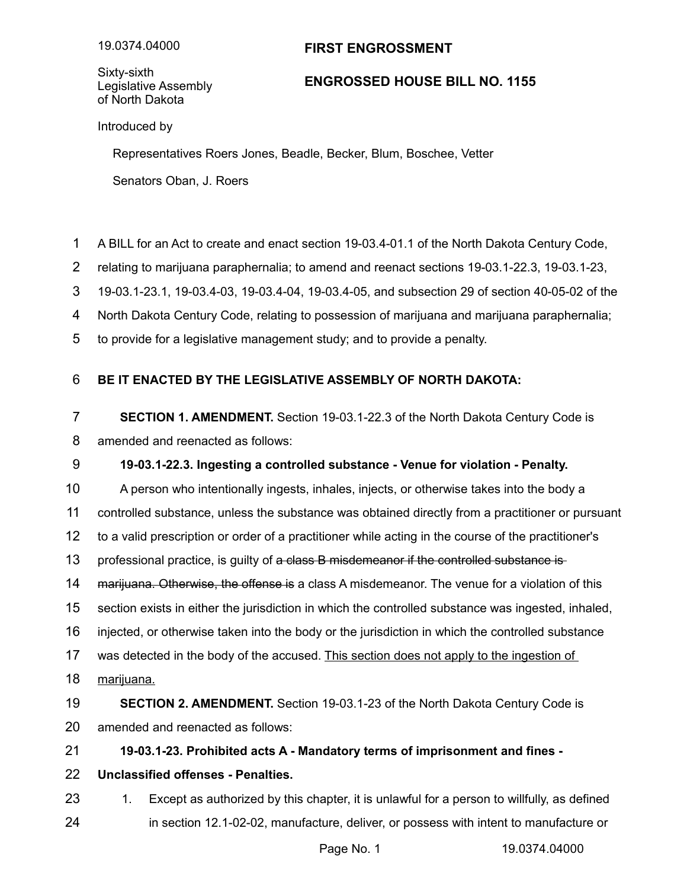19.0374.04000

**FIRST ENGROSSMENT**

Sixty-sixth Legislative Assembly of North Dakota

**ENGROSSED HOUSE BILL NO. 1155**

Introduced by

Representatives Roers Jones, Beadle, Becker, Blum, Boschee, Vetter

Senators Oban, J. Roers

A BILL for an Act to create and enact section 19-03.4-01.1 of the North Dakota Century Code, relating to marijuana paraphernalia; to amend and reenact sections 19-03.1-22.3, 19-03.1-23, 19-03.1-23.1, 19-03.4-03, 19-03.4-04, 19-03.4-05, and subsection 29 of section 40-05-02 of the North Dakota Century Code, relating to possession of marijuana and marijuana paraphernalia; to provide for a legislative management study; and to provide a penalty.

**BE IT ENACTED BY THE LEGISLATIVE ASSEMBLY OF NORTH DAKOTA:**

**SECTION 1. AMENDMENT.** Section 19-03.1-22.3 of the North Dakota Century Code is amended and reenacted as follows:

**19-03.1-22.3. Ingesting a controlled substance - Venue for violation - Penalty.**

A person who intentionally ingests, inhales, injects, or otherwise takes into the body a controlled substance, unless the substance was obtained directly from a practitioner or pursuant to a valid prescription or order of a practitioner while acting in the course of the practitioner's professional practice, is guilty of ~~a class B misdemeanor if the controlled substance is marijuana. Otherwise, the offense is~~ a class A misdemeanor. The venue for a violation of this section exists in either the jurisdiction in which the controlled substance was ingested, inhaled, injected, or otherwise taken into the body or the jurisdiction in which the controlled substance was detected in the body of the accused. <u>This section does not apply to the ingestion of marijuana.</u>

**SECTION 2. AMENDMENT.** Section 19-03.1-23 of the North Dakota Century Code is amended and reenacted as follows:

**19-03.1-23. Prohibited acts A - Mandatory terms of imprisonment and fines - Unclassified offenses - Penalties.**

1. Except as authorized by this chapter, it is unlawful for a person to willfully, as defined in section 12.1-02-02, manufacture, deliver, or possess with intent to manufacture or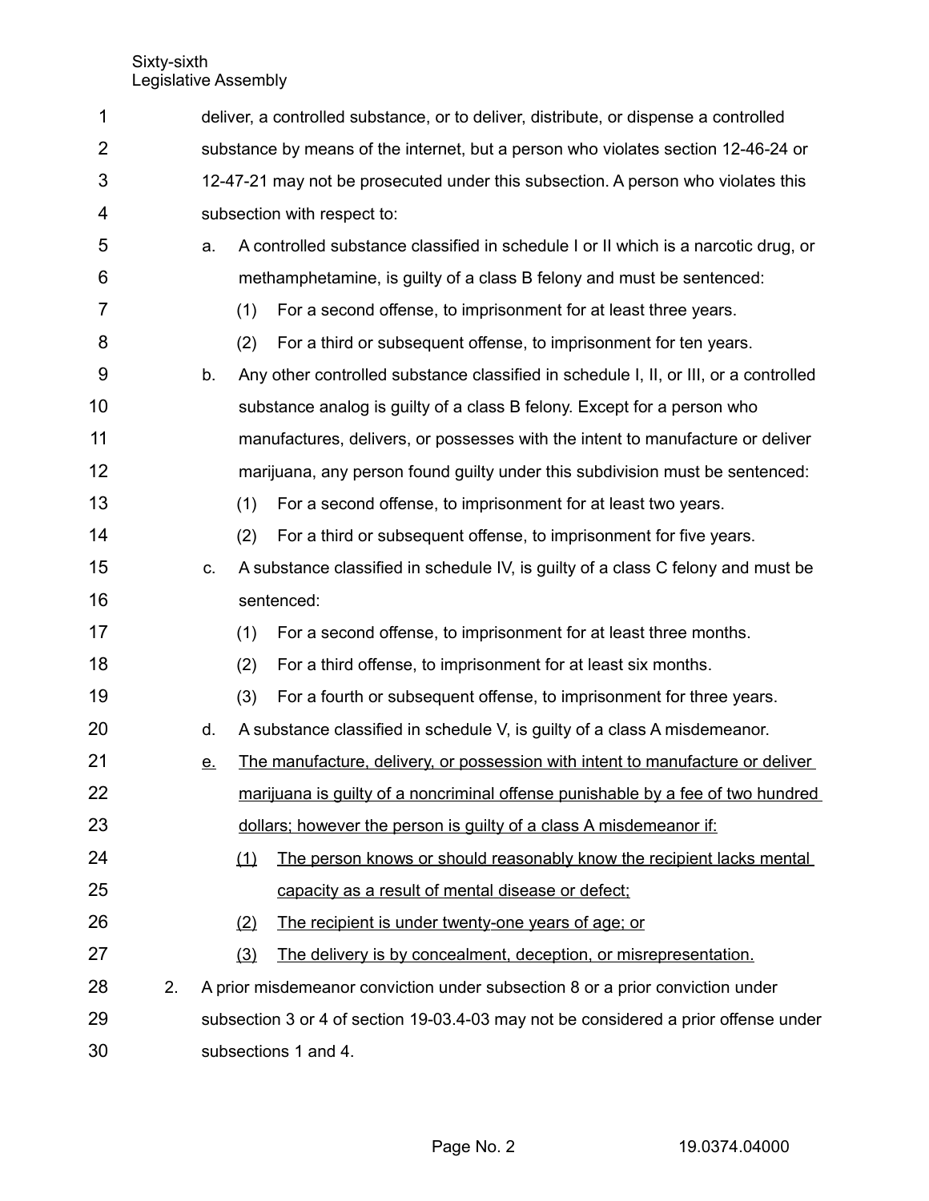deliver, a controlled substance, or to deliver, distribute, or dispense a controlled substance by means of the internet, but a person who violates section 12-46-24 or 12-47-21 may not be prosecuted under this subsection. A person who violates this subsection with respect to:

a. A controlled substance classified in schedule I or II which is a narcotic drug, or methamphetamine, is guilty of a class B felony and must be sentenced:

   (1) For a second offense, to imprisonment for at least three years.

   (2) For a third or subsequent offense, to imprisonment for ten years.

b. Any other controlled substance classified in schedule I, II, or III, or a controlled substance analog is guilty of a class B felony. Except for a person who manufactures, delivers, or possesses with the intent to manufacture or deliver marijuana, any person found guilty under this subdivision must be sentenced:

   (1) For a second offense, to imprisonment for at least two years.

   (2) For a third or subsequent offense, to imprisonment for five years.

c. A substance classified in schedule IV, is guilty of a class C felony and must be sentenced:

   (1) For a second offense, to imprisonment for at least three months.

   (2) For a third offense, to imprisonment for at least six months.

   (3) For a fourth or subsequent offense, to imprisonment for three years.

d. A substance classified in schedule V, is guilty of a class A misdemeanor.

<u>e.</u> <u>The manufacture, delivery, or possession with intent to manufacture or deliver marijuana is guilty of a noncriminal offense punishable by a fee of two hundred dollars; however the person is guilty of a class A misdemeanor if:</u>

   <u>(1)</u> <u>The person knows or should reasonably know the recipient lacks mental capacity as a result of mental disease or defect;</u>

   <u>(2)</u> <u>The recipient is under twenty-one years of age; or</u>

   <u>(3)</u> <u>The delivery is by concealment, deception, or misrepresentation.</u>

2. A prior misdemeanor conviction under subsection 8 or a prior conviction under subsection 3 or 4 of section 19-03.4-03 may not be considered a prior offense under subsections 1 and 4.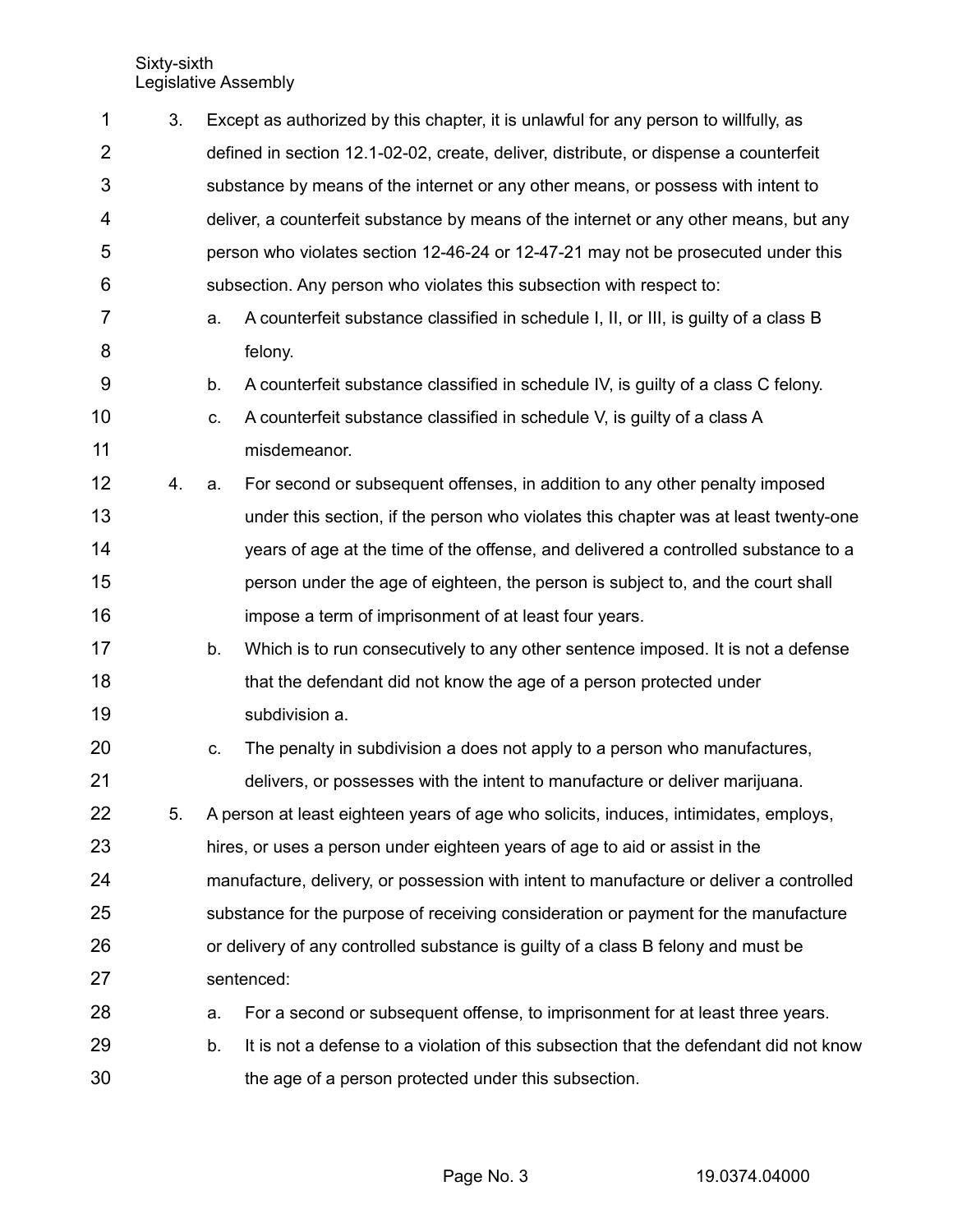3. Except as authorized by this chapter, it is unlawful for any person to willfully, as defined in section 12.1-02-02, create, deliver, distribute, or dispense a counterfeit substance by means of the internet or any other means, or possess with intent to deliver, a counterfeit substance by means of the internet or any other means, but any person who violates section 12-46-24 or 12-47-21 may not be prosecuted under this subsection. Any person who violates this subsection with respect to:
   a. A counterfeit substance classified in schedule I, II, or III, is guilty of a class B felony.
   b. A counterfeit substance classified in schedule IV, is guilty of a class C felony.
   c. A counterfeit substance classified in schedule V, is guilty of a class A misdemeanor.
4. a. For second or subsequent offenses, in addition to any other penalty imposed under this section, if the person who violates this chapter was at least twenty-one years of age at the time of the offense, and delivered a controlled substance to a person under the age of eighteen, the person is subject to, and the court shall impose a term of imprisonment of at least four years.
   b. Which is to run consecutively to any other sentence imposed. It is not a defense that the defendant did not know the age of a person protected under subdivision a.
   c. The penalty in subdivision a does not apply to a person who manufactures, delivers, or possesses with the intent to manufacture or deliver marijuana.
5. A person at least eighteen years of age who solicits, induces, intimidates, employs, hires, or uses a person under eighteen years of age to aid or assist in the manufacture, delivery, or possession with intent to manufacture or deliver a controlled substance for the purpose of receiving consideration or payment for the manufacture or delivery of any controlled substance is guilty of a class B felony and must be sentenced:
   a. For a second or subsequent offense, to imprisonment for at least three years.
   b. It is not a defense to a violation of this subsection that the defendant did not know the age of a person protected under this subsection.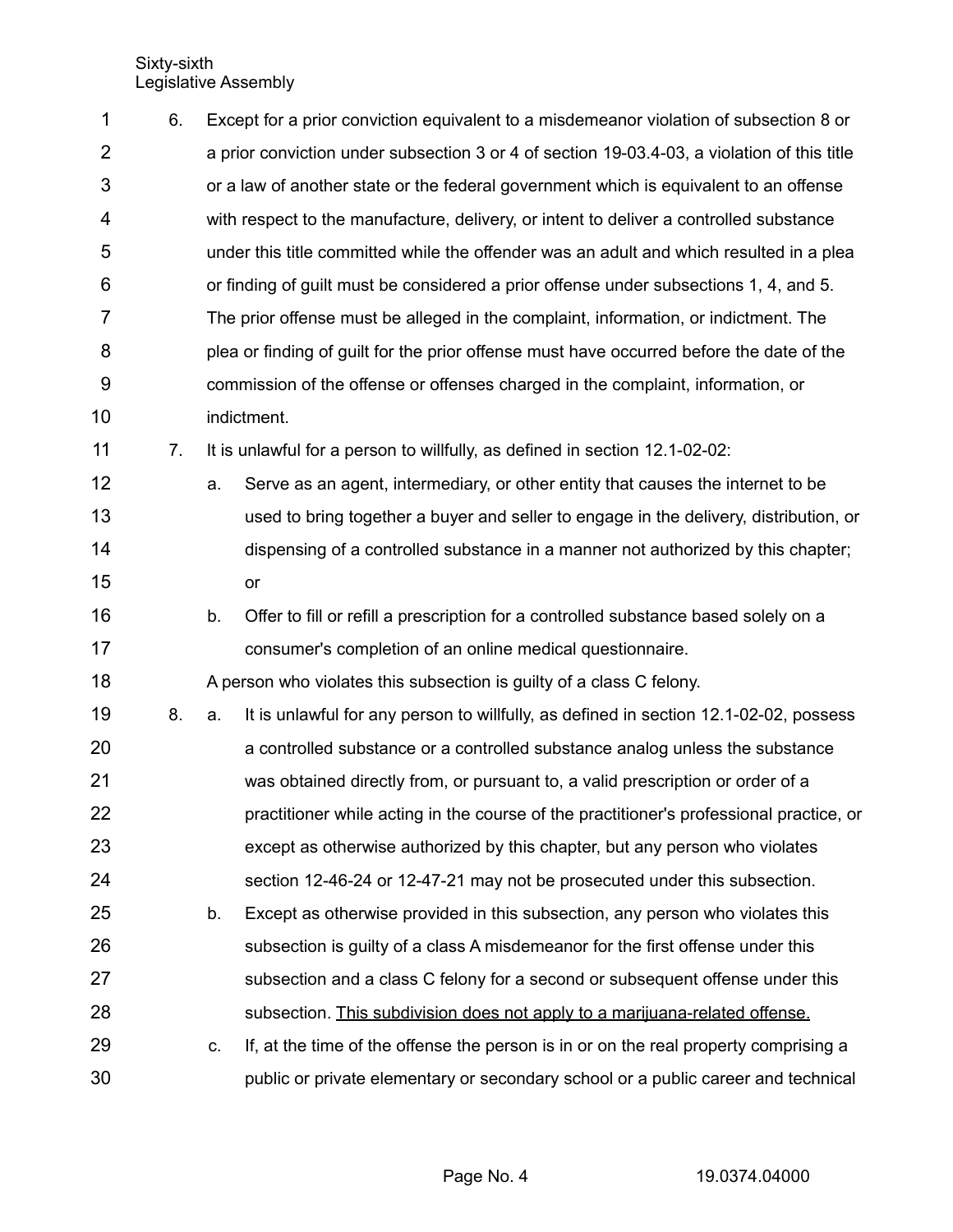6. Except for a prior conviction equivalent to a misdemeanor violation of subsection 8 or a prior conviction under subsection 3 or 4 of section 19-03.4-03, a violation of this title or a law of another state or the federal government which is equivalent to an offense with respect to the manufacture, delivery, or intent to deliver a controlled substance under this title committed while the offender was an adult and which resulted in a plea or finding of guilt must be considered a prior offense under subsections 1, 4, and 5. The prior offense must be alleged in the complaint, information, or indictment. The plea or finding of guilt for the prior offense must have occurred before the date of the commission of the offense or offenses charged in the complaint, information, or indictment.

7. It is unlawful for a person to willfully, as defined in section 12.1-02-02:

   a. Serve as an agent, intermediary, or other entity that causes the internet to be used to bring together a buyer and seller to engage in the delivery, distribution, or dispensing of a controlled substance in a manner not authorized by this chapter; or

   b. Offer to fill or refill a prescription for a controlled substance based solely on a consumer's completion of an online medical questionnaire.

   A person who violates this subsection is guilty of a class C felony.

8. a. It is unlawful for any person to willfully, as defined in section 12.1-02-02, possess a controlled substance or a controlled substance analog unless the substance was obtained directly from, or pursuant to, a valid prescription or order of a practitioner while acting in the course of the practitioner's professional practice, or except as otherwise authorized by this chapter, but any person who violates section 12-46-24 or 12-47-21 may not be prosecuted under this subsection.

   b. Except as otherwise provided in this subsection, any person who violates this subsection is guilty of a class A misdemeanor for the first offense under this subsection and a class C felony for a second or subsequent offense under this subsection. <u>This subdivision does not apply to a marijuana-related offense.</u>

   c. If, at the time of the offense the person is in or on the real property comprising a public or private elementary or secondary school or a public career and technical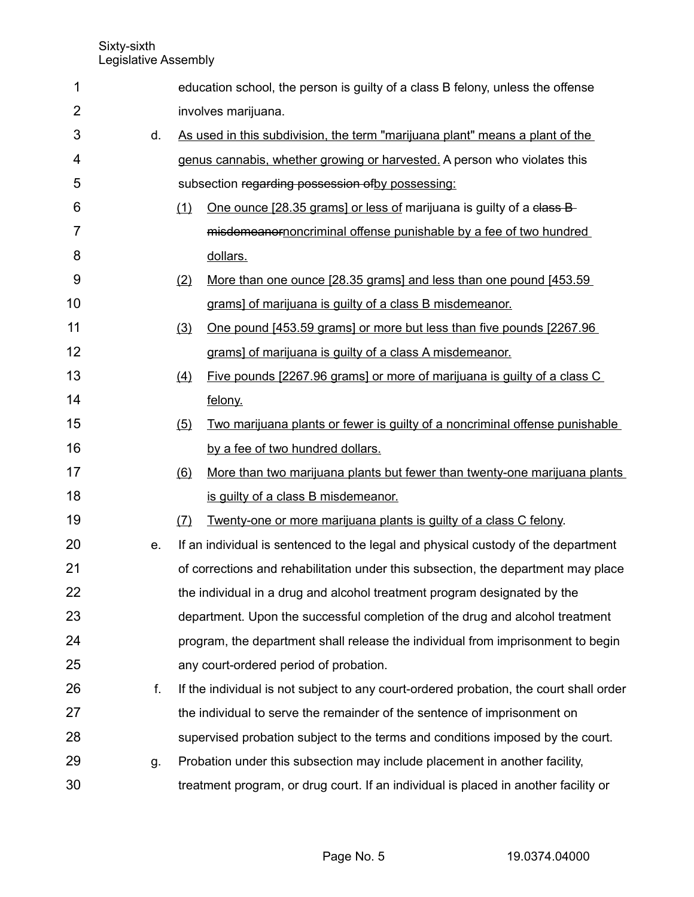education school, the person is guilty of a class B felony, unless the offense involves marijuana.

d. As used in this subdivision, the term "marijuana plant" means a plant of the genus cannabis, whether growing or harvested. A person who violates this subsection ~~regarding possession of~~by possessing:

(1) One ounce [28.35 grams] or less of marijuana is guilty of a ~~class B misdemeanor~~noncriminal offense punishable by a fee of two hundred dollars.

(2) More than one ounce [28.35 grams] and less than one pound [453.59 grams] of marijuana is guilty of a class B misdemeanor.

(3) One pound [453.59 grams] or more but less than five pounds [2267.96 grams] of marijuana is guilty of a class A misdemeanor.

(4) Five pounds [2267.96 grams] or more of marijuana is guilty of a class C felony.

(5) Two marijuana plants or fewer is guilty of a noncriminal offense punishable by a fee of two hundred dollars.

(6) More than two marijuana plants but fewer than twenty-one marijuana plants is guilty of a class B misdemeanor.

(7) Twenty-one or more marijuana plants is guilty of a class C felony.

e. If an individual is sentenced to the legal and physical custody of the department of corrections and rehabilitation under this subsection, the department may place the individual in a drug and alcohol treatment program designated by the department. Upon the successful completion of the drug and alcohol treatment program, the department shall release the individual from imprisonment to begin any court-ordered period of probation.

f. If the individual is not subject to any court-ordered probation, the court shall order the individual to serve the remainder of the sentence of imprisonment on supervised probation subject to the terms and conditions imposed by the court.

g. Probation under this subsection may include placement in another facility, treatment program, or drug court. If an individual is placed in another facility or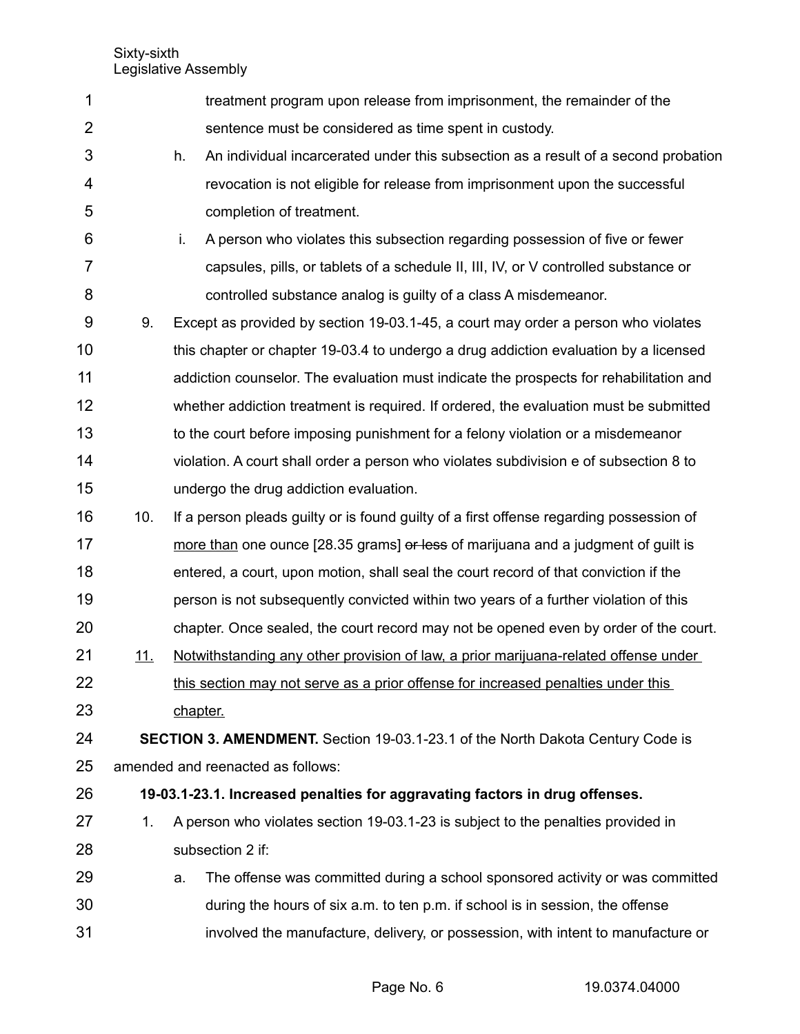treatment program upon release from imprisonment, the remainder of the sentence must be considered as time spent in custody.

h. An individual incarcerated under this subsection as a result of a second probation revocation is not eligible for release from imprisonment upon the successful completion of treatment.

i. A person who violates this subsection regarding possession of five or fewer capsules, pills, or tablets of a schedule II, III, IV, or V controlled substance or controlled substance analog is guilty of a class A misdemeanor.

9. Except as provided by section 19-03.1-45, a court may order a person who violates this chapter or chapter 19-03.4 to undergo a drug addiction evaluation by a licensed addiction counselor. The evaluation must indicate the prospects for rehabilitation and whether addiction treatment is required. If ordered, the evaluation must be submitted to the court before imposing punishment for a felony violation or a misdemeanor violation. A court shall order a person who violates subdivision e of subsection 8 to undergo the drug addiction evaluation.

10. If a person pleads guilty or is found guilty of a first offense regarding possession of <u>more than</u> one ounce [28.35 grams] ~~or less~~ of marijuana and a judgment of guilt is entered, a court, upon motion, shall seal the court record of that conviction if the person is not subsequently convicted within two years of a further violation of this chapter. Once sealed, the court record may not be opened even by order of the court.

<u>11.</u> <u>Notwithstanding any other provision of law, a prior marijuana-related offense under this section may not serve as a prior offense for increased penalties under this chapter.</u>

**SECTION 3. AMENDMENT.** Section 19-03.1-23.1 of the North Dakota Century Code is amended and reenacted as follows:

**19-03.1-23.1. Increased penalties for aggravating factors in drug offenses.**

1. A person who violates section 19-03.1-23 is subject to the penalties provided in subsection 2 if:

   a. The offense was committed during a school sponsored activity or was committed during the hours of six a.m. to ten p.m. if school is in session, the offense involved the manufacture, delivery, or possession, with intent to manufacture or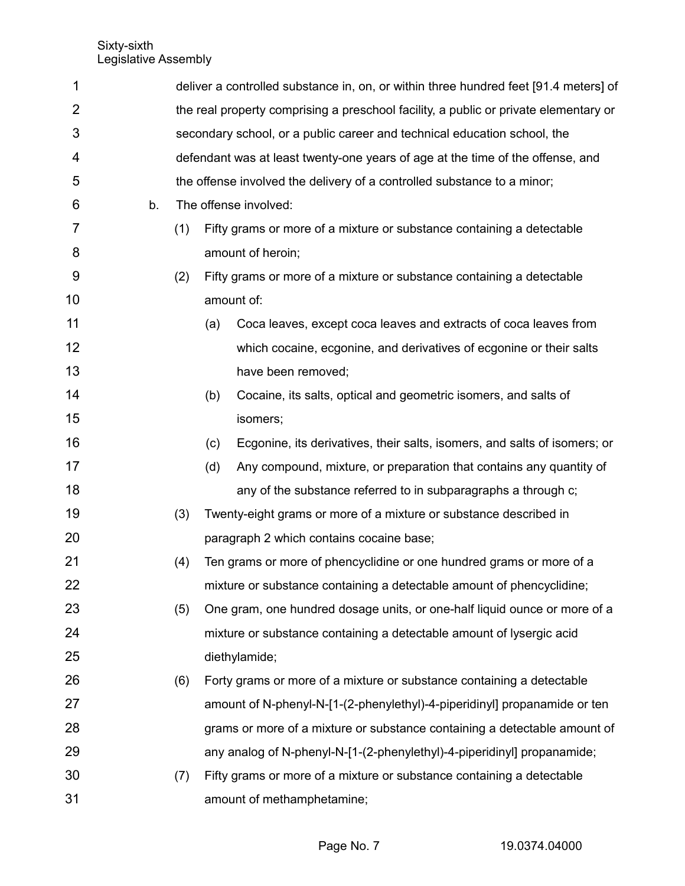deliver a controlled substance in, on, or within three hundred feet [91.4 meters] of the real property comprising a preschool facility, a public or private elementary or secondary school, or a public career and technical education school, the defendant was at least twenty-one years of age at the time of the offense, and the offense involved the delivery of a controlled substance to a minor;

b. The offense involved:

(1) Fifty grams or more of a mixture or substance containing a detectable amount of heroin;

(2) Fifty grams or more of a mixture or substance containing a detectable amount of:

(a) Coca leaves, except coca leaves and extracts of coca leaves from which cocaine, ecgonine, and derivatives of ecgonine or their salts have been removed;

(b) Cocaine, its salts, optical and geometric isomers, and salts of isomers;

(c) Ecgonine, its derivatives, their salts, isomers, and salts of isomers; or

(d) Any compound, mixture, or preparation that contains any quantity of any of the substance referred to in subparagraphs a through c;

(3) Twenty-eight grams or more of a mixture or substance described in paragraph 2 which contains cocaine base;

(4) Ten grams or more of phencyclidine or one hundred grams or more of a mixture or substance containing a detectable amount of phencyclidine;

(5) One gram, one hundred dosage units, or one-half liquid ounce or more of a mixture or substance containing a detectable amount of lysergic acid diethylamide;

(6) Forty grams or more of a mixture or substance containing a detectable amount of N-phenyl-N-[1-(2-phenylethyl)-4-piperidinyl] propanamide or ten grams or more of a mixture or substance containing a detectable amount of any analog of N-phenyl-N-[1-(2-phenylethyl)-4-piperidinyl] propanamide;

(7) Fifty grams or more of a mixture or substance containing a detectable amount of methamphetamine;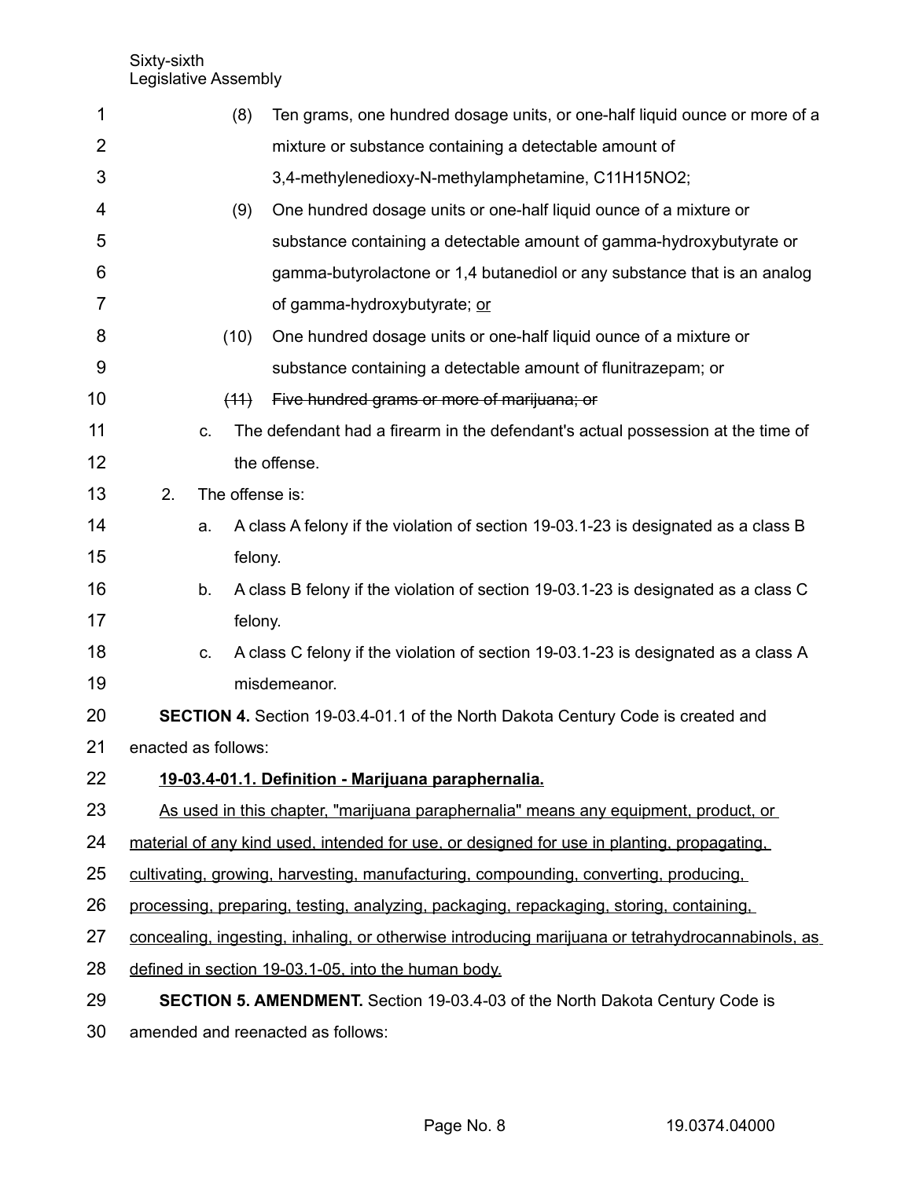(8) Ten grams, one hundred dosage units, or one-half liquid ounce or more of a mixture or substance containing a detectable amount of 3,4-methylenedioxy-N-methylamphetamine, $C_{11}H_{15}NO_2$;

(9) One hundred dosage units or one-half liquid ounce of a mixture or substance containing a detectable amount of gamma-hydroxybutyrate or gamma-butyrolactone or 1,4 butanediol or any substance that is an analog of gamma-hydroxybutyrate; <u>or</u>

(10) One hundred dosage units or one-half liquid ounce of a mixture or substance containing a detectable amount of flunitrazepam; or

~~(11) Five hundred grams or more of marijuana; or~~

c. The defendant had a firearm in the defendant's actual possession at the time of the offense.

2. The offense is:

a. A class A felony if the violation of section 19-03.1-23 is designated as a class B felony.

b. A class B felony if the violation of section 19-03.1-23 is designated as a class C felony.

c. A class C felony if the violation of section 19-03.1-23 is designated as a class A misdemeanor.

**SECTION 4.** Section 19-03.4-01.1 of the North Dakota Century Code is created and enacted as follows:

<u>**19-03.4-01.1. Definition - Marijuana paraphernalia.**</u>

<u>As used in this chapter, "marijuana paraphernalia" means any equipment, product, or material of any kind used, intended for use, or designed for use in planting, propagating, cultivating, growing, harvesting, manufacturing, compounding, converting, producing, processing, preparing, testing, analyzing, packaging, repackaging, storing, containing, concealing, ingesting, inhaling, or otherwise introducing marijuana or tetrahydrocannabinols, as defined in section 19-03.1-05, into the human body.</u>

**SECTION 5. AMENDMENT.** Section 19-03.4-03 of the North Dakota Century Code is amended and reenacted as follows: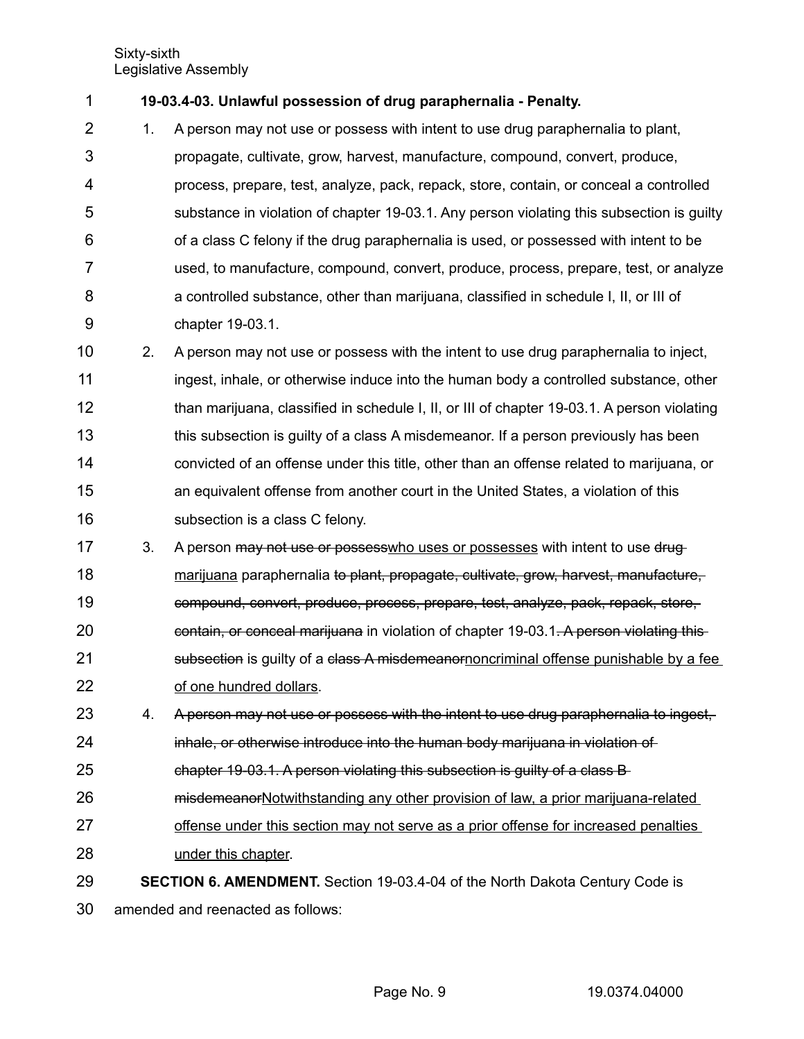**19-03.4-03. Unlawful possession of drug paraphernalia - Penalty.**

1. A person may not use or possess with intent to use drug paraphernalia to plant, propagate, cultivate, grow, harvest, manufacture, compound, convert, produce, process, prepare, test, analyze, pack, repack, store, contain, or conceal a controlled substance in violation of chapter 19-03.1. Any person violating this subsection is guilty of a class C felony if the drug paraphernalia is used, or possessed with intent to be used, to manufacture, compound, convert, produce, process, prepare, test, or analyze a controlled substance, other than marijuana, classified in schedule I, II, or III of chapter 19-03.1.

2. A person may not use or possess with the intent to use drug paraphernalia to inject, ingest, inhale, or otherwise induce into the human body a controlled substance, other than marijuana, classified in schedule I, II, or III of chapter 19-03.1. A person violating this subsection is guilty of a class A misdemeanor. If a person previously has been convicted of an offense under this title, other than an offense related to marijuana, or an equivalent offense from another court in the United States, a violation of this subsection is a class C felony.

3. A person ~~may not use or possess~~<u>who uses or possesses</u> with intent to use ~~drug~~ <u>marijuana</u> paraphernalia ~~to plant, propagate, cultivate, grow, harvest, manufacture, compound, convert, produce, process, prepare, test, analyze, pack, repack, store, contain, or conceal marijuana~~ in violation of chapter 19-03.1~~. A person violating this subsection~~ is guilty of a ~~class A misdemeanor~~<u>noncriminal offense punishable by a fee of one hundred dollars</u>.

4. ~~A person may not use or possess with the intent to use drug paraphernalia to ingest, inhale, or otherwise introduce into the human body marijuana in violation of chapter 19-03.1. A person violating this subsection is guilty of a class B misdemeanor~~<u>Notwithstanding any other provision of law, a prior marijuana-related offense under this section may not serve as a prior offense for increased penalties under this chapter</u>.

**SECTION 6. AMENDMENT.** Section 19-03.4-04 of the North Dakota Century Code is amended and reenacted as follows: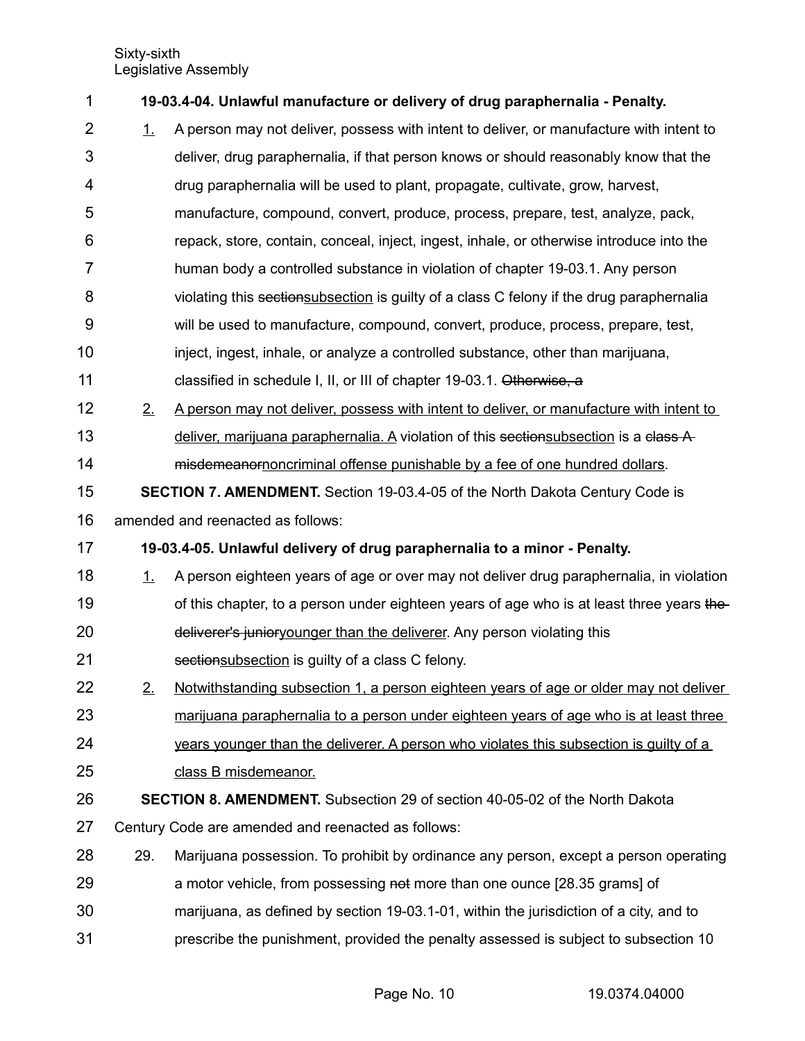**19-03.4-04. Unlawful manufacture or delivery of drug paraphernalia - Penalty.**

1. A person may not deliver, possess with intent to deliver, or manufacture with intent to deliver, drug paraphernalia, if that person knows or should reasonably know that the drug paraphernalia will be used to plant, propagate, cultivate, grow, harvest, manufacture, compound, convert, produce, process, prepare, test, analyze, pack, repack, store, contain, conceal, inject, ingest, inhale, or otherwise introduce into the human body a controlled substance in violation of chapter 19-03.1. Any person violating this ~~section~~subsection is guilty of a class C felony if the drug paraphernalia will be used to manufacture, compound, convert, produce, process, prepare, test, inject, ingest, inhale, or analyze a controlled substance, other than marijuana, classified in schedule I, II, or III of chapter 19-03.1. ~~Otherwise, a~~

2. A person may not deliver, possess with intent to deliver, or manufacture with intent to deliver, marijuana paraphernalia. A violation of this ~~section~~subsection is a ~~class A misdemeanor~~noncriminal offense punishable by a fee of one hundred dollars.

**SECTION 7. AMENDMENT.** Section 19-03.4-05 of the North Dakota Century Code is amended and reenacted as follows:

**19-03.4-05. Unlawful delivery of drug paraphernalia to a minor - Penalty.**

1. A person eighteen years of age or over may not deliver drug paraphernalia, in violation of this chapter, to a person under eighteen years of age who is at least three years ~~the deliverer's junior~~younger than the deliverer. Any person violating this ~~section~~subsection is guilty of a class C felony.

2. Notwithstanding subsection 1, a person eighteen years of age or older may not deliver marijuana paraphernalia to a person under eighteen years of age who is at least three years younger than the deliverer. A person who violates this subsection is guilty of a class B misdemeanor.

**SECTION 8. AMENDMENT.** Subsection 29 of section 40-05-02 of the North Dakota Century Code are amended and reenacted as follows:

29. Marijuana possession. To prohibit by ordinance any person, except a person operating a motor vehicle, from possessing ~~not~~ more than one ounce [28.35 grams] of marijuana, as defined by section 19-03.1-01, within the jurisdiction of a city, and to prescribe the punishment, provided the penalty assessed is subject to subsection 10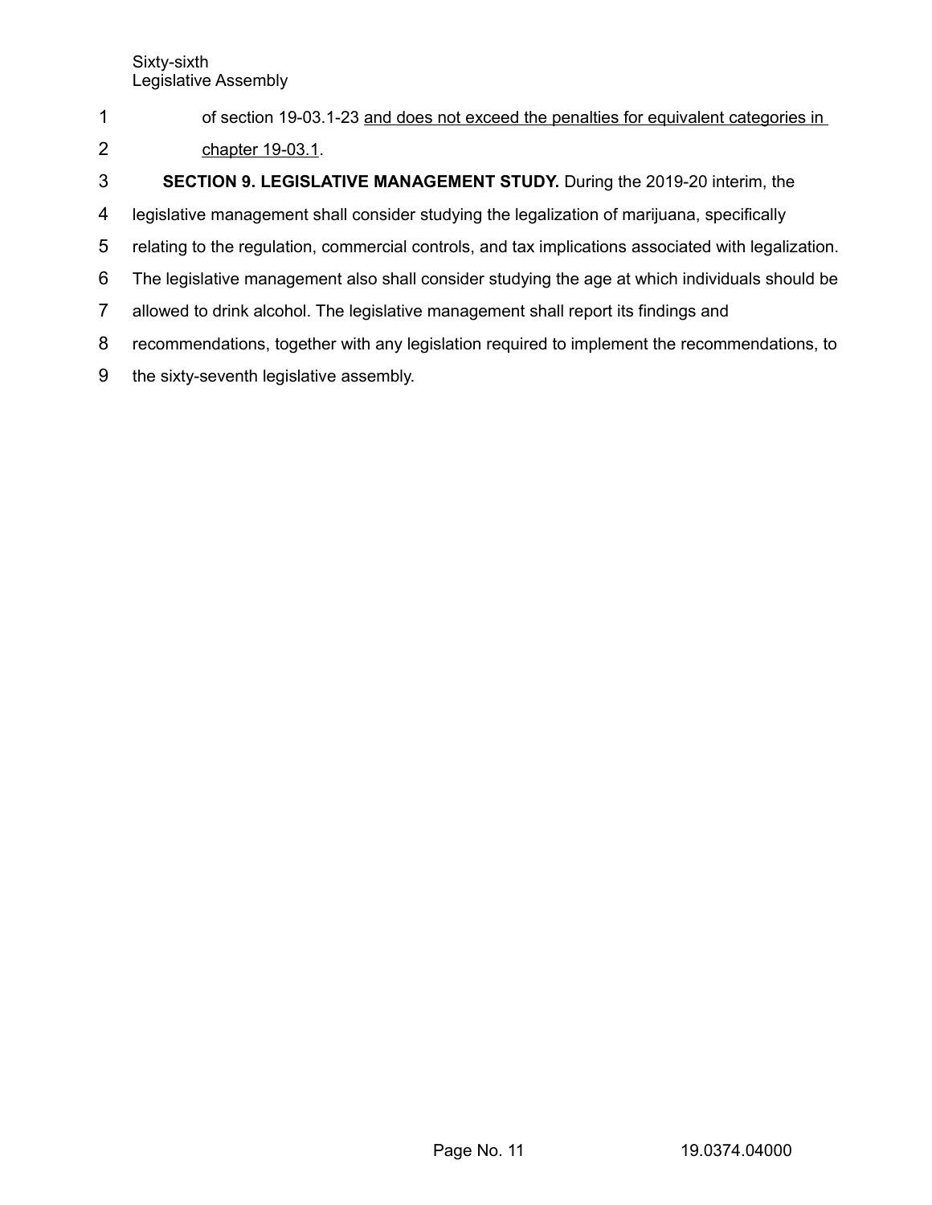of section 19-03.1-23 and does not exceed the penalties for equivalent categories in chapter 19-03.1.

**SECTION 9. LEGISLATIVE MANAGEMENT STUDY.** During the 2019-20 interim, the legislative management shall consider studying the legalization of marijuana, specifically relating to the regulation, commercial controls, and tax implications associated with legalization. The legislative management also shall consider studying the age at which individuals should be allowed to drink alcohol. The legislative management shall report its findings and recommendations, together with any legislation required to implement the recommendations, to the sixty-seventh legislative assembly.